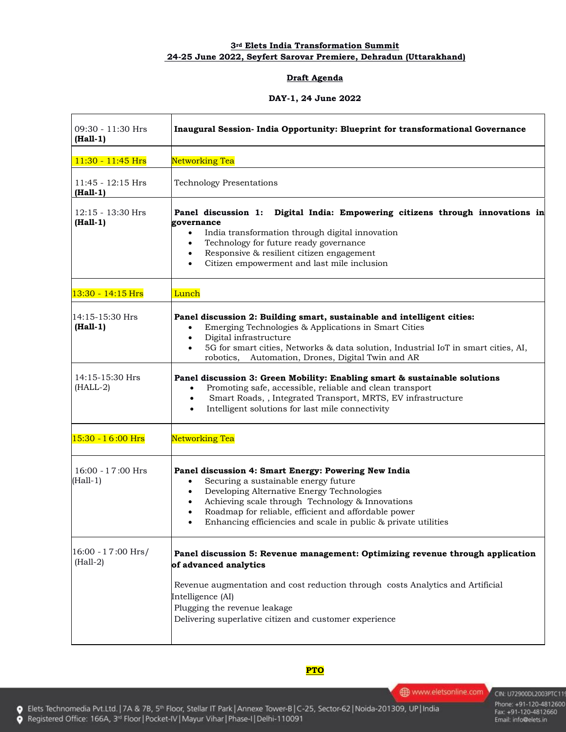**3rd Elets India Transformation Summit**
**24-25 June 2022, Seyfert Sarovar Premiere, Dehradun (Uttarakhand)**

**Draft Agenda**

**DAY-1, 24 June 2022**

| | |
|---|---|
| 09:30 - 11:30 Hrs **(Hall-1)** | **Inaugural Session- India Opportunity: Blueprint for transformational Governance** |
| 11:30 - 11:45 Hrs | Networking Tea |
| 11:45 - 12:15 Hrs **(Hall-1)** | Technology Presentations |
| 12:15 - 13:30 Hrs **(Hall-1)** | **Panel discussion 1: Digital India: Empowering citizens through innovations in governance**<br>• India transformation through digital innovation<br>• Technology for future ready governance<br>• Responsive & resilient citizen engagement<br>• Citizen empowerment and last mile inclusion |
| 13:30 - 14:15 Hrs | Lunch |
| 14:15-15:30 Hrs **(Hall-1)** | **Panel discussion 2: Building smart, sustainable and intelligent cities:**<br>• Emerging Technologies & Applications in Smart Cities<br>• Digital infrastructure<br>• 5G for smart cities, Networks & data solution, Industrial IoT in smart cities, AI, robotics, Automation, Drones, Digital Twin and AR |
| 14:15-15:30 Hrs (HALL-2) | **Panel discussion 3: Green Mobility: Enabling smart & sustainable solutions**<br>• Promoting safe, accessible, reliable and clean transport<br>• Smart Roads, , Integrated Transport, MRTS, EV infrastructure<br>• Intelligent solutions for last mile connectivity |
| 15:30 - 16:00 Hrs | Networking Tea |
| 16:00 - 17:00 Hrs (Hall-1) | **Panel discussion 4: Smart Energy: Powering New India**<br>• Securing a sustainable energy future<br>• Developing Alternative Energy Technologies<br>• Achieving scale through Technology & Innovations<br>• Roadmap for reliable, efficient and affordable power<br>• Enhancing efficiencies and scale in public & private utilities |
| 16:00 - 17:00 Hrs/ (Hall-2) | **Panel discussion 5: Revenue management: Optimizing revenue through application of advanced analytics**<br><br>Revenue augmentation and cost reduction through costs Analytics and Artificial Intelligence (AI)<br>Plugging the revenue leakage<br>Delivering superlative citizen and customer experience |

**PTO**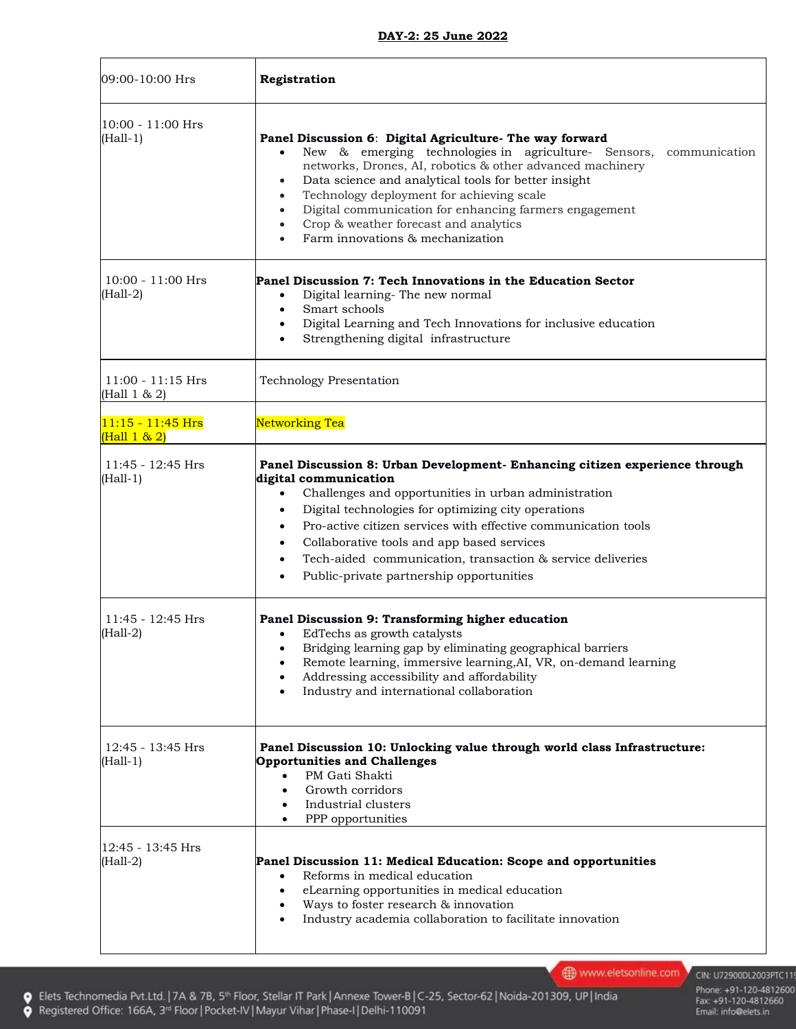## DAY-2: 25 June 2022

| | |
|---|---|
| 09:00-10:00 Hrs | **Registration** |
| 10:00 - 11:00 Hrs (Hall-1) | **Panel Discussion 6: Digital Agriculture- The way forward**<br>• New & emerging technologies in agriculture- Sensors, communication networks, Drones, AI, robotics & other advanced machinery<br>• Data science and analytical tools for better insight<br>• Technology deployment for achieving scale<br>• Digital communication for enhancing farmers engagement<br>• Crop & weather forecast and analytics<br>• Farm innovations & mechanization |
| 10:00 - 11:00 Hrs (Hall-2) | **Panel Discussion 7: Tech Innovations in the Education Sector**<br>• Digital learning- The new normal<br>• Smart schools<br>• Digital Learning and Tech Innovations for inclusive education<br>• Strengthening digital infrastructure |
| 11:00 - 11:15 Hrs (Hall 1 & 2) | Technology Presentation |
| 11:15 - 11:45 Hrs (Hall 1 & 2) | Networking Tea |
| 11:45 - 12:45 Hrs (Hall-1) | **Panel Discussion 8: Urban Development- Enhancing citizen experience through digital communication**<br>• Challenges and opportunities in urban administration<br>• Digital technologies for optimizing city operations<br>• Pro-active citizen services with effective communication tools<br>• Collaborative tools and app based services<br>• Tech-aided communication, transaction & service deliveries<br>• Public-private partnership opportunities |
| 11:45 - 12:45 Hrs (Hall-2) | **Panel Discussion 9: Transforming higher education**<br>• EdTechs as growth catalysts<br>• Bridging learning gap by eliminating geographical barriers<br>• Remote learning, immersive learning,AI, VR, on-demand learning<br>• Addressing accessibility and affordability<br>• Industry and international collaboration |
| 12:45 - 13:45 Hrs (Hall-1) | **Panel Discussion 10: Unlocking value through world class Infrastructure: Opportunities and Challenges**<br>• PM Gati Shakti<br>• Growth corridors<br>• Industrial clusters<br>• PPP opportunities |
| 12:45 - 13:45 Hrs (Hall-2) | **Panel Discussion 11: Medical Education: Scope and opportunities**<br>• Reforms in medical education<br>• eLearning opportunities in medical education<br>• Ways to foster research & innovation<br>• Industry academia collaboration to facilitate innovation |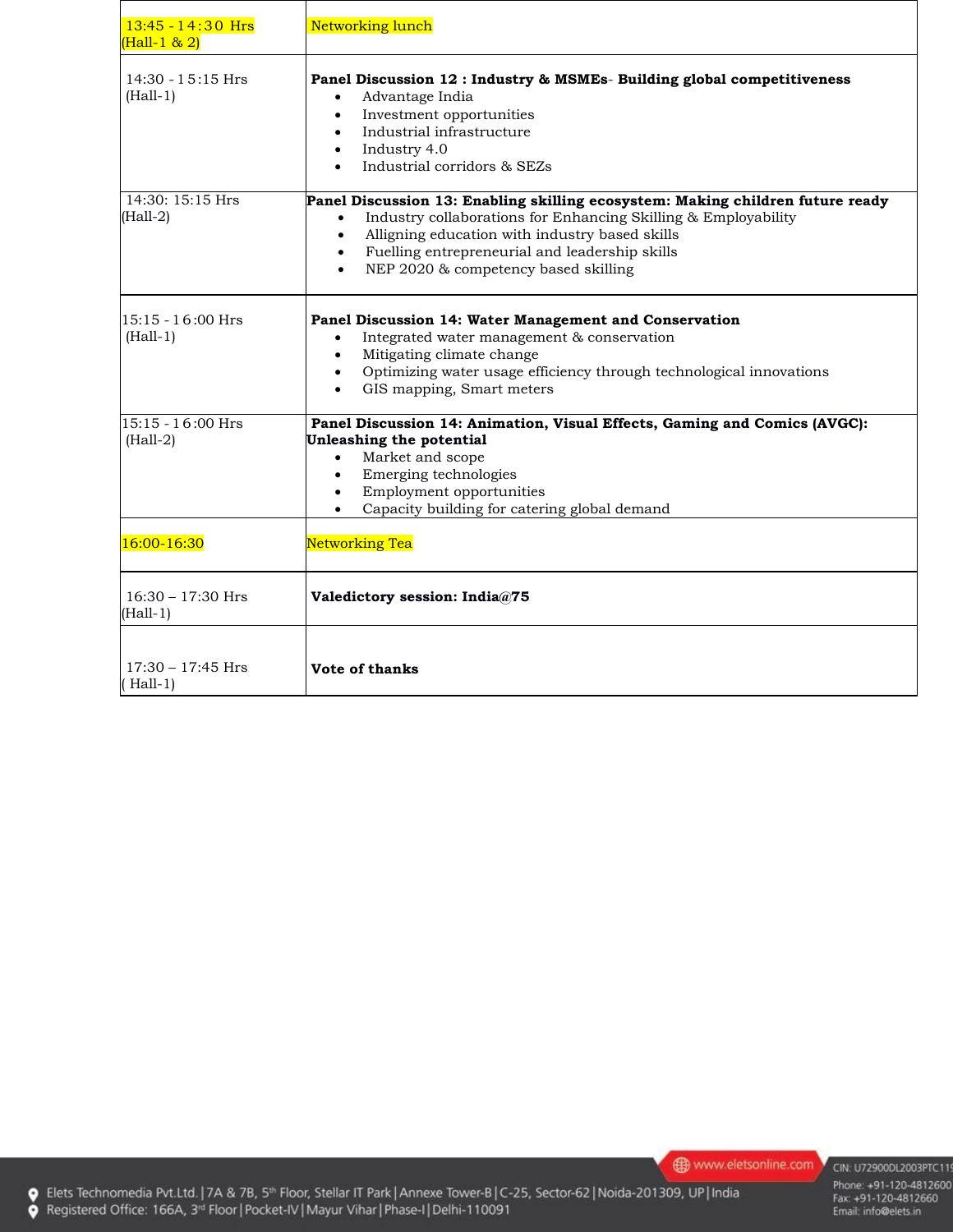| | |
|---|---|
| 13:45 - 14:30 Hrs (Hall-1 & 2) | Networking lunch |
| 14:30 - 15:15 Hrs (Hall-1) | **Panel Discussion 12 : Industry & MSMEs- Building global competitiveness**<br>• Advantage India<br>• Investment opportunities<br>• Industrial infrastructure<br>• Industry 4.0<br>• Industrial corridors & SEZs |
| 14:30: 15:15 Hrs (Hall-2) | **Panel Discussion 13: Enabling skilling ecosystem: Making children future ready**<br>• Industry collaborations for Enhancing Skilling & Employability<br>• Alligning education with industry based skills<br>• Fuelling entrepreneurial and leadership skills<br>• NEP 2020 & competency based skilling |
| 15:15 - 16:00 Hrs (Hall-1) | **Panel Discussion 14: Water Management and Conservation**<br>• Integrated water management & conservation<br>• Mitigating climate change<br>• Optimizing water usage efficiency through technological innovations<br>• GIS mapping, Smart meters |
| 15:15 - 16:00 Hrs (Hall-2) | **Panel Discussion 14: Animation, Visual Effects, Gaming and Comics (AVGC): Unleashing the potential**<br>• Market and scope<br>• Emerging technologies<br>• Employment opportunities<br>• Capacity building for catering global demand |
| 16:00-16:30 | Networking Tea |
| 16:30 – 17:30 Hrs (Hall-1) | **Valedictory session: India@75** |
| 17:30 – 17:45 Hrs ( Hall-1) | **Vote of thanks** |